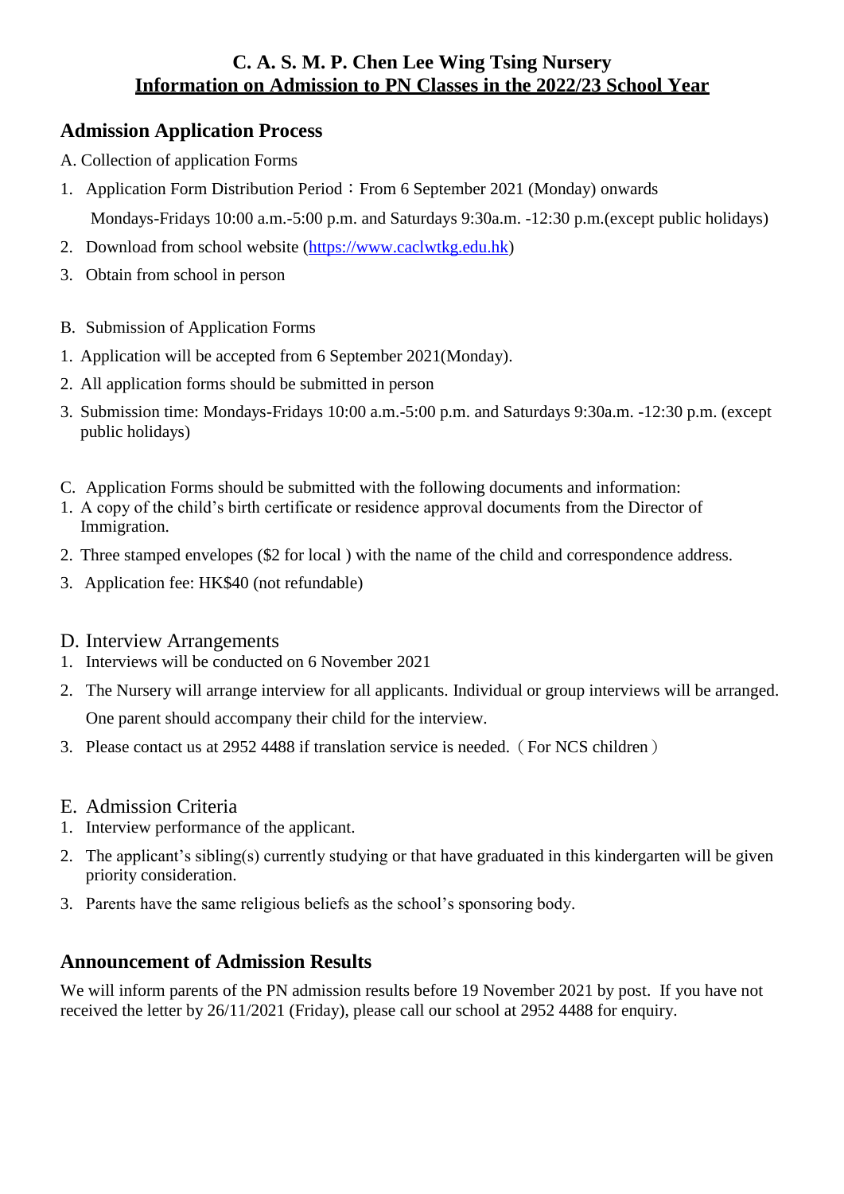# C. A. S. M. P. Chen Lee Wing Tsing Nursery

## Information on Admission to PN Classes in the 2022/23 School Year

## Admission Application Process

A. Collection of application Forms

1. Application Form Distribution Period：From 6 September 2021 (Monday) onwards

   Mondays-Fridays 10:00 a.m.-5:00 p.m. and Saturdays 9:30a.m. -12:30 p.m.(except public holidays)

2. Download from school website (https://www.caclwtkg.edu.hk)
3. Obtain from school in person

B. Submission of Application Forms

1. Application will be accepted from 6 September 2021(Monday).
2. All application forms should be submitted in person
3. Submission time: Mondays-Fridays 10:00 a.m.-5:00 p.m. and Saturdays 9:30a.m. -12:30 p.m. (except public holidays)

C. Application Forms should be submitted with the following documents and information:

1. A copy of the child's birth certificate or residence approval documents from the Director of Immigration.
2. Three stamped envelopes ($2 for local ) with the name of the child and correspondence address.
3. Application fee: HK$40 (not refundable)

D. Interview Arrangements

1. Interviews will be conducted on 6 November 2021
2. The Nursery will arrange interview for all applicants. Individual or group interviews will be arranged. One parent should accompany their child for the interview.
3. Please contact us at 2952 4488 if translation service is needed.（For NCS children）

E. Admission Criteria

1. Interview performance of the applicant.
2. The applicant's sibling(s) currently studying or that have graduated in this kindergarten will be given priority consideration.
3. Parents have the same religious beliefs as the school's sponsoring body.

## Announcement of Admission Results

We will inform parents of the PN admission results before 19 November 2021 by post. If you have not received the letter by 26/11/2021 (Friday), please call our school at 2952 4488 for enquiry.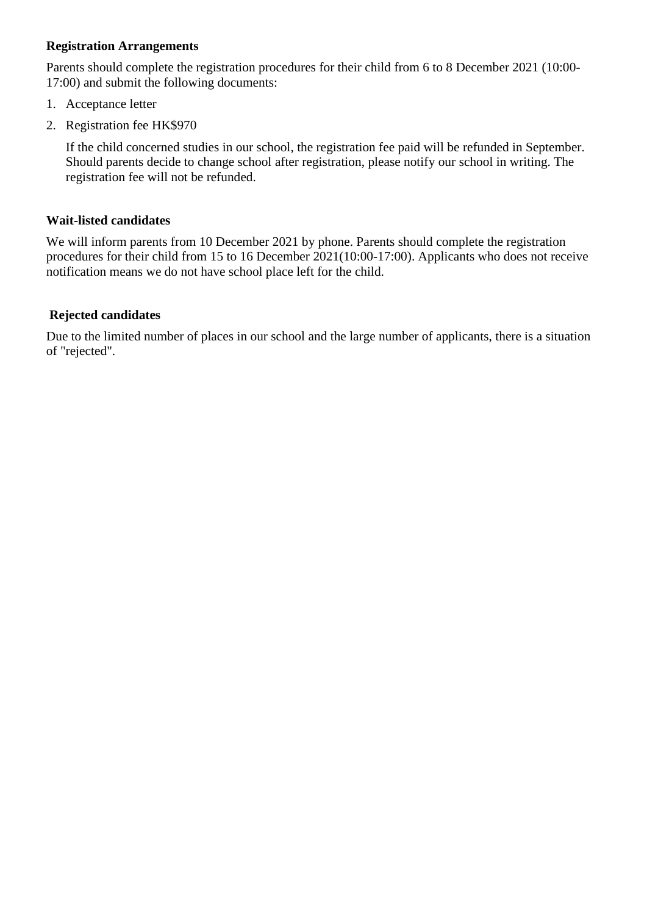**Registration Arrangements**

Parents should complete the registration procedures for their child from 6 to 8 December 2021 (10:00-17:00) and submit the following documents:

1. Acceptance letter
2. Registration fee HK$970

   If the child concerned studies in our school, the registration fee paid will be refunded in September. Should parents decide to change school after registration, please notify our school in writing. The registration fee will not be refunded.

**Wait-listed candidates**

We will inform parents from 10 December 2021 by phone. Parents should complete the registration procedures for their child from 15 to 16 December 2021(10:00-17:00). Applicants who does not receive notification means we do not have school place left for the child.

**Rejected candidates**

Due to the limited number of places in our school and the large number of applicants, there is a situation of "rejected".